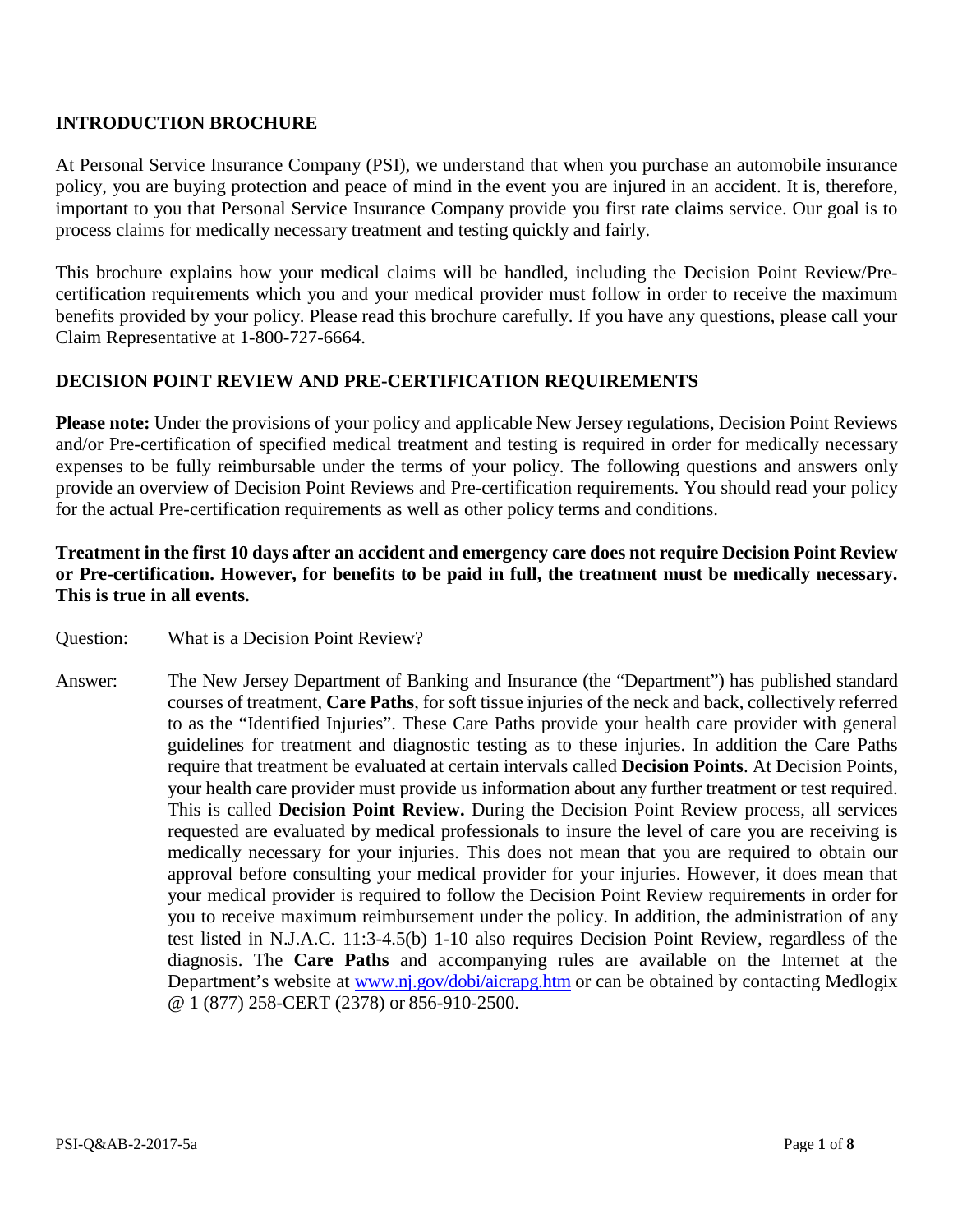## INTRODUCTION BROCHURE

At Personal Service Insurance Company (PSI), we understand that when you purchase an automobile insurance policy, you are buying protection and peace of mind in the event you are injured in an accident. It is, therefore, important to you that Personal Service Insurance Company provide you first rate claims service. Our goal is to process claims for medically necessary treatment and testing quickly and fairly.

This brochure explains how your medical claims will be handled, including the Decision Point Review/Pre-certification requirements which you and your medical provider must follow in order to receive the maximum benefits provided by your policy. Please read this brochure carefully. If you have any questions, please call your Claim Representative at 1-800-727-6664.

## DECISION POINT REVIEW AND PRE-CERTIFICATION REQUIREMENTS

**Please note:** Under the provisions of your policy and applicable New Jersey regulations, Decision Point Reviews and/or Pre-certification of specified medical treatment and testing is required in order for medically necessary expenses to be fully reimbursable under the terms of your policy. The following questions and answers only provide an overview of Decision Point Reviews and Pre-certification requirements. You should read your policy for the actual Pre-certification requirements as well as other policy terms and conditions.

**Treatment in the first 10 days after an accident and emergency care does not require Decision Point Review or Pre-certification. However, for benefits to be paid in full, the treatment must be medically necessary. This is true in all events.**

Question: What is a Decision Point Review?

Answer: The New Jersey Department of Banking and Insurance (the "Department") has published standard courses of treatment, **Care Paths**, for soft tissue injuries of the neck and back, collectively referred to as the "Identified Injuries". These Care Paths provide your health care provider with general guidelines for treatment and diagnostic testing as to these injuries. In addition the Care Paths require that treatment be evaluated at certain intervals called **Decision Points**. At Decision Points, your health care provider must provide us information about any further treatment or test required. This is called **Decision Point Review.** During the Decision Point Review process, all services requested are evaluated by medical professionals to insure the level of care you are receiving is medically necessary for your injuries. This does not mean that you are required to obtain our approval before consulting your medical provider for your injuries. However, it does mean that your medical provider is required to follow the Decision Point Review requirements in order for you to receive maximum reimbursement under the policy. In addition, the administration of any test listed in N.J.A.C. 11:3-4.5(b) 1-10 also requires Decision Point Review, regardless of the diagnosis. The **Care Paths** and accompanying rules are available on the Internet at the Department's website at [www.nj.gov/dobi/aicrapg.htm](http://www.nj.gov/dobi/aicrapg.htm) or can be obtained by contacting Medlogix @ 1 (877) 258-CERT (2378) or 856-910-2500.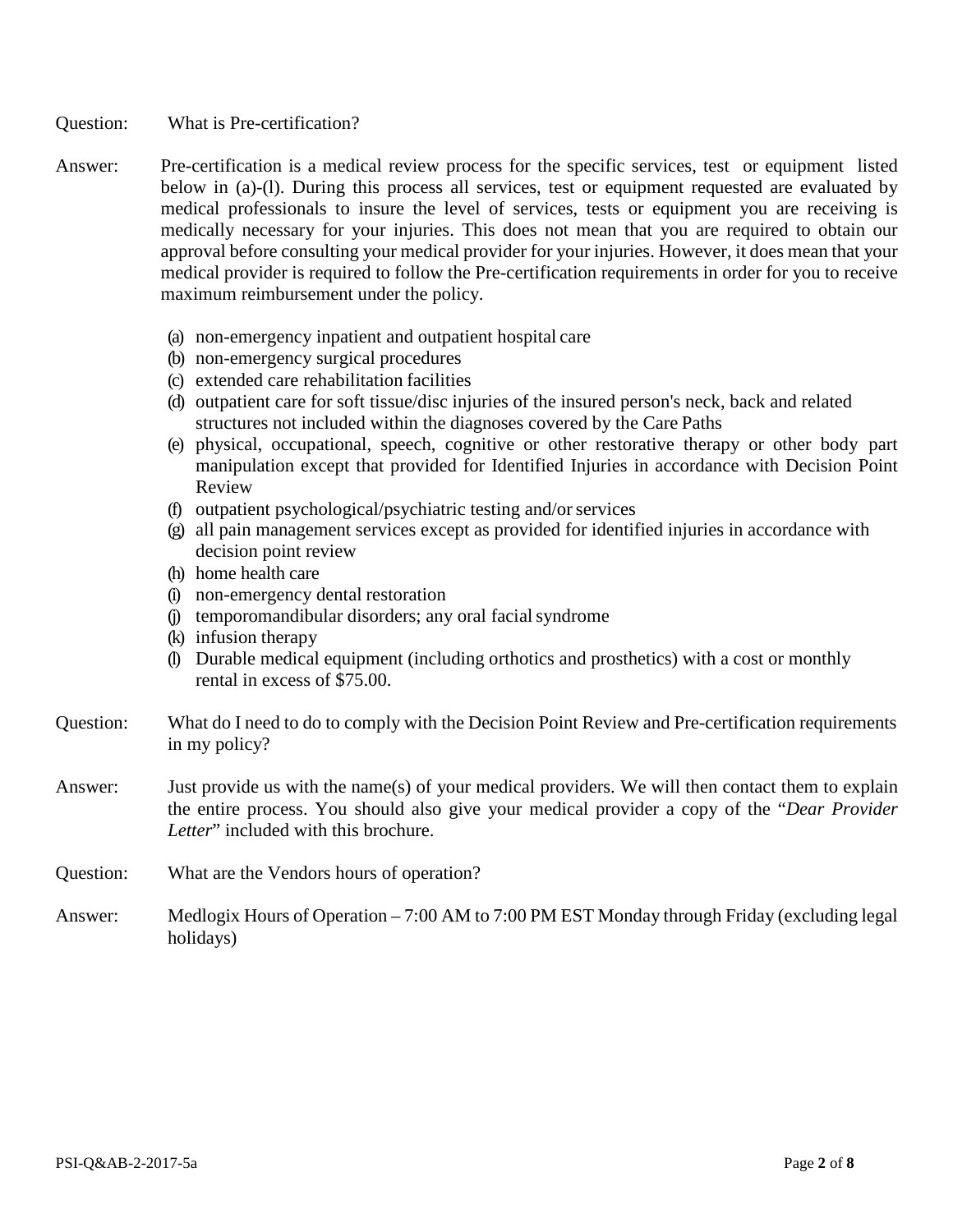Question: What is Pre-certification?

Answer: Pre-certification is a medical review process for the specific services, test or equipment listed below in (a)-(l). During this process all services, test or equipment requested are evaluated by medical professionals to insure the level of services, tests or equipment you are receiving is medically necessary for your injuries. This does not mean that you are required to obtain our approval before consulting your medical provider for your injuries. However, it does mean that your medical provider is required to follow the Pre-certification requirements in order for you to receive maximum reimbursement under the policy.

(a) non-emergency inpatient and outpatient hospital care
(b) non-emergency surgical procedures
(c) extended care rehabilitation facilities
(d) outpatient care for soft tissue/disc injuries of the insured person's neck, back and related structures not included within the diagnoses covered by the Care Paths
(e) physical, occupational, speech, cognitive or other restorative therapy or other body part manipulation except that provided for Identified Injuries in accordance with Decision Point Review
(f) outpatient psychological/psychiatric testing and/or services
(g) all pain management services except as provided for identified injuries in accordance with decision point review
(h) home health care
(i) non-emergency dental restoration
(j) temporomandibular disorders; any oral facial syndrome
(k) infusion therapy
(l) Durable medical equipment (including orthotics and prosthetics) with a cost or monthly rental in excess of $75.00.

Question: What do I need to do to comply with the Decision Point Review and Pre-certification requirements in my policy?

Answer: Just provide us with the name(s) of your medical providers. We will then contact them to explain the entire process. You should also give your medical provider a copy of the "*Dear Provider Letter*" included with this brochure.

Question: What are the Vendors hours of operation?

Answer: Medlogix Hours of Operation – 7:00 AM to 7:00 PM EST Monday through Friday (excluding legal holidays)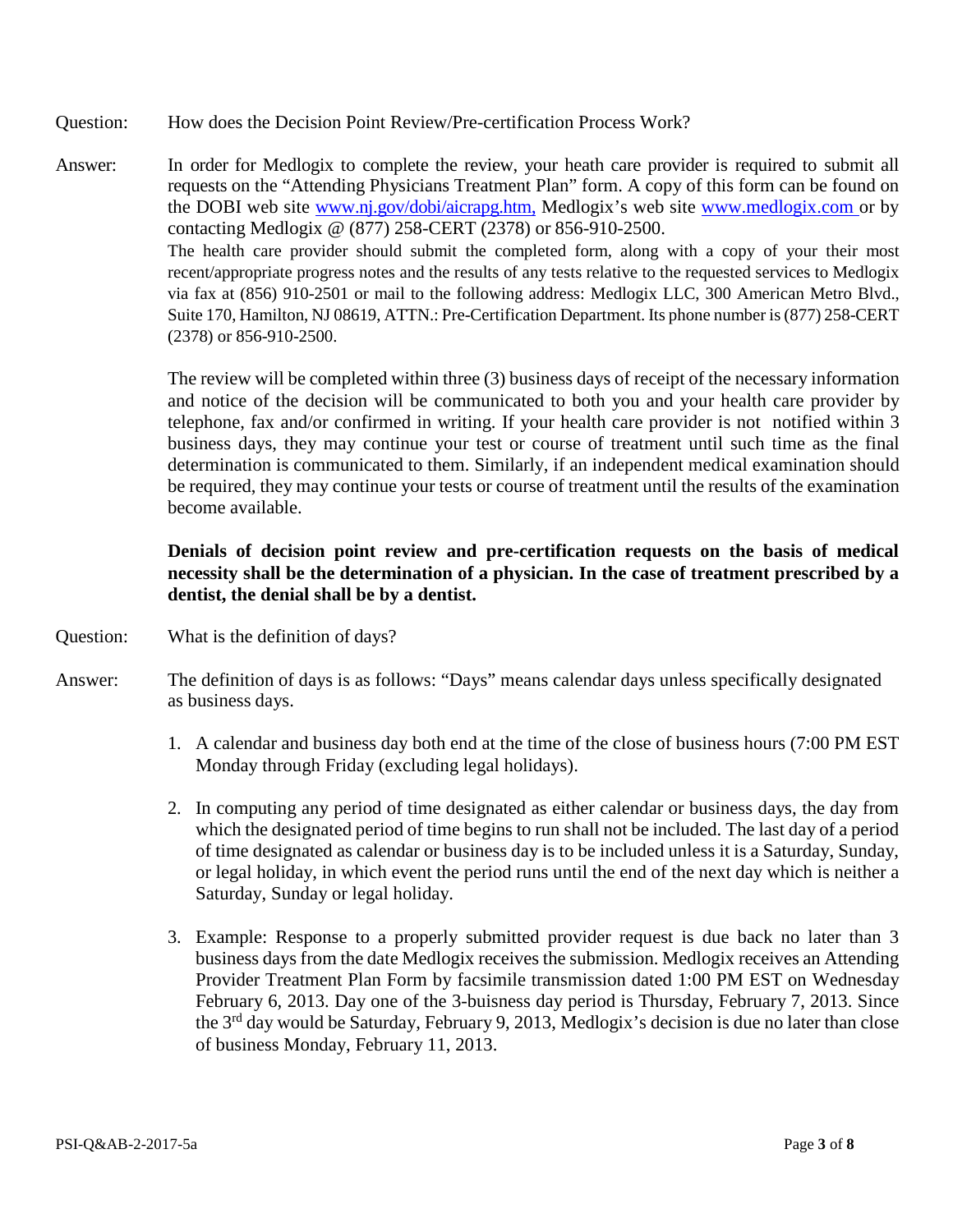Question: How does the Decision Point Review/Pre-certification Process Work?

Answer: In order for Medlogix to complete the review, your heath care provider is required to submit all requests on the "Attending Physicians Treatment Plan" form. A copy of this form can be found on the DOBI web site www.nj.gov/dobi/aicrapg.htm, Medlogix's web site www.medlogix.com or by contacting Medlogix @ (877) 258-CERT (2378) or 856-910-2500.

The health care provider should submit the completed form, along with a copy of your their most recent/appropriate progress notes and the results of any tests relative to the requested services to Medlogix via fax at (856) 910-2501 or mail to the following address: Medlogix LLC, 300 American Metro Blvd., Suite 170, Hamilton, NJ 08619, ATTN.: Pre-Certification Department. Its phone number is (877) 258-CERT (2378) or 856-910-2500.

The review will be completed within three (3) business days of receipt of the necessary information and notice of the decision will be communicated to both you and your health care provider by telephone, fax and/or confirmed in writing. If your health care provider is not notified within 3 business days, they may continue your test or course of treatment until such time as the final determination is communicated to them. Similarly, if an independent medical examination should be required, they may continue your tests or course of treatment until the results of the examination become available.

**Denials of decision point review and pre-certification requests on the basis of medical necessity shall be the determination of a physician. In the case of treatment prescribed by a dentist, the denial shall be by a dentist.**

Question: What is the definition of days?

Answer: The definition of days is as follows: "Days" means calendar days unless specifically designated as business days.

1. A calendar and business day both end at the time of the close of business hours (7:00 PM EST Monday through Friday (excluding legal holidays).

2. In computing any period of time designated as either calendar or business days, the day from which the designated period of time begins to run shall not be included. The last day of a period of time designated as calendar or business day is to be included unless it is a Saturday, Sunday, or legal holiday, in which event the period runs until the end of the next day which is neither a Saturday, Sunday or legal holiday.

3. Example: Response to a properly submitted provider request is due back no later than 3 business days from the date Medlogix receives the submission. Medlogix receives an Attending Provider Treatment Plan Form by facsimile transmission dated 1:00 PM EST on Wednesday February 6, 2013. Day one of the 3-buisness day period is Thursday, February 7, 2013. Since the 3rd day would be Saturday, February 9, 2013, Medlogix's decision is due no later than close of business Monday, February 11, 2013.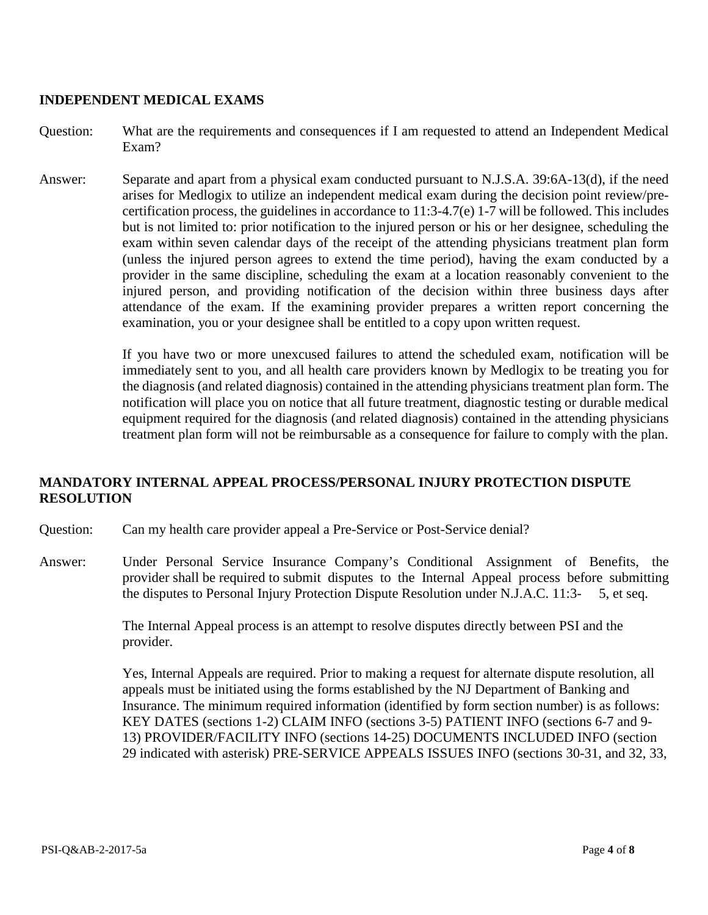## INDEPENDENT MEDICAL EXAMS

Question: What are the requirements and consequences if I am requested to attend an Independent Medical Exam?

Answer: Separate and apart from a physical exam conducted pursuant to N.J.S.A. 39:6A-13(d), if the need arises for Medlogix to utilize an independent medical exam during the decision point review/pre-certification process, the guidelines in accordance to 11:3-4.7(e) 1-7 will be followed. This includes but is not limited to: prior notification to the injured person or his or her designee, scheduling the exam within seven calendar days of the receipt of the attending physicians treatment plan form (unless the injured person agrees to extend the time period), having the exam conducted by a provider in the same discipline, scheduling the exam at a location reasonably convenient to the injured person, and providing notification of the decision within three business days after attendance of the exam. If the examining provider prepares a written report concerning the examination, you or your designee shall be entitled to a copy upon written request.

If you have two or more unexcused failures to attend the scheduled exam, notification will be immediately sent to you, and all health care providers known by Medlogix to be treating you for the diagnosis (and related diagnosis) contained in the attending physicians treatment plan form. The notification will place you on notice that all future treatment, diagnostic testing or durable medical equipment required for the diagnosis (and related diagnosis) contained in the attending physicians treatment plan form will not be reimbursable as a consequence for failure to comply with the plan.

## MANDATORY INTERNAL APPEAL PROCESS/PERSONAL INJURY PROTECTION DISPUTE RESOLUTION

Question: Can my health care provider appeal a Pre-Service or Post-Service denial?

Answer: Under Personal Service Insurance Company's Conditional Assignment of Benefits, the provider shall be required to submit disputes to the Internal Appeal process before submitting the disputes to Personal Injury Protection Dispute Resolution under N.J.A.C. 11:3- 5, et seq.

The Internal Appeal process is an attempt to resolve disputes directly between PSI and the provider.

Yes, Internal Appeals are required. Prior to making a request for alternate dispute resolution, all appeals must be initiated using the forms established by the NJ Department of Banking and Insurance. The minimum required information (identified by form section number) is as follows: KEY DATES (sections 1-2) CLAIM INFO (sections 3-5) PATIENT INFO (sections 6-7 and 9-13) PROVIDER/FACILITY INFO (sections 14-25) DOCUMENTS INCLUDED INFO (section 29 indicated with asterisk) PRE-SERVICE APPEALS ISSUES INFO (sections 30-31, and 32, 33,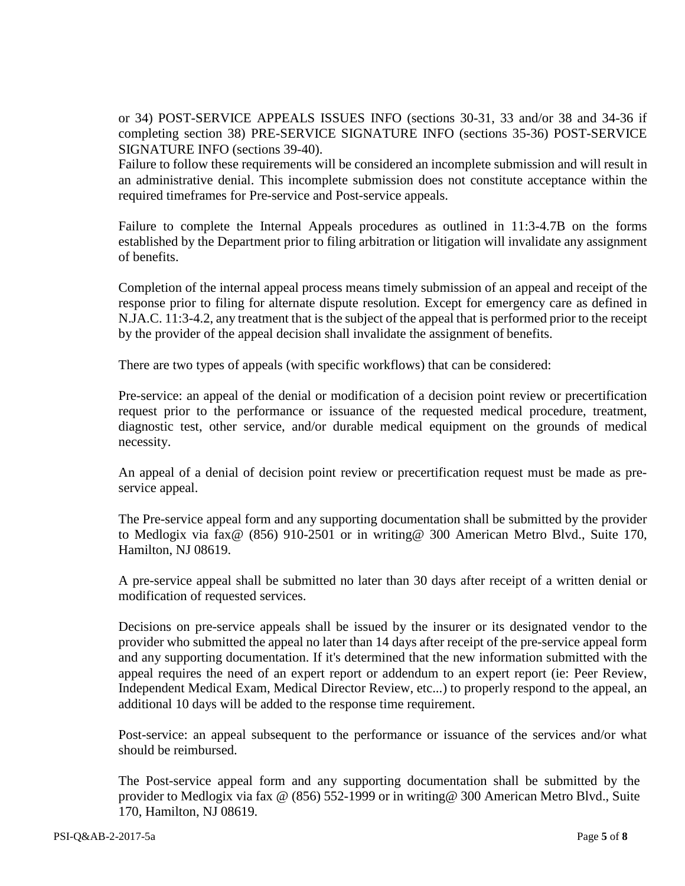or 34) POST-SERVICE APPEALS ISSUES INFO (sections 30-31, 33 and/or 38 and 34-36 if completing section 38) PRE-SERVICE SIGNATURE INFO (sections 35-36) POST-SERVICE SIGNATURE INFO (sections 39-40).

Failure to follow these requirements will be considered an incomplete submission and will result in an administrative denial. This incomplete submission does not constitute acceptance within the required timeframes for Pre-service and Post-service appeals.

Failure to complete the Internal Appeals procedures as outlined in 11:3-4.7B on the forms established by the Department prior to filing arbitration or litigation will invalidate any assignment of benefits.

Completion of the internal appeal process means timely submission of an appeal and receipt of the response prior to filing for alternate dispute resolution. Except for emergency care as defined in N.JA.C. 11:3-4.2, any treatment that is the subject of the appeal that is performed prior to the receipt by the provider of the appeal decision shall invalidate the assignment of benefits.

There are two types of appeals (with specific workflows) that can be considered:

Pre-service: an appeal of the denial or modification of a decision point review or precertification request prior to the performance or issuance of the requested medical procedure, treatment, diagnostic test, other service, and/or durable medical equipment on the grounds of medical necessity.

An appeal of a denial of decision point review or precertification request must be made as pre-service appeal.

The Pre-service appeal form and any supporting documentation shall be submitted by the provider to Medlogix via fax@ (856) 910-2501 or in writing@ 300 American Metro Blvd., Suite 170, Hamilton, NJ 08619.

A pre-service appeal shall be submitted no later than 30 days after receipt of a written denial or modification of requested services.

Decisions on pre-service appeals shall be issued by the insurer or its designated vendor to the provider who submitted the appeal no later than 14 days after receipt of the pre-service appeal form and any supporting documentation. If it's determined that the new information submitted with the appeal requires the need of an expert report or addendum to an expert report (ie: Peer Review, Independent Medical Exam, Medical Director Review, etc...) to properly respond to the appeal, an additional 10 days will be added to the response time requirement.

Post-service: an appeal subsequent to the performance or issuance of the services and/or what should be reimbursed.

The Post-service appeal form and any supporting documentation shall be submitted by the provider to Medlogix via fax @ (856) 552-1999 or in writing@ 300 American Metro Blvd., Suite 170, Hamilton, NJ 08619.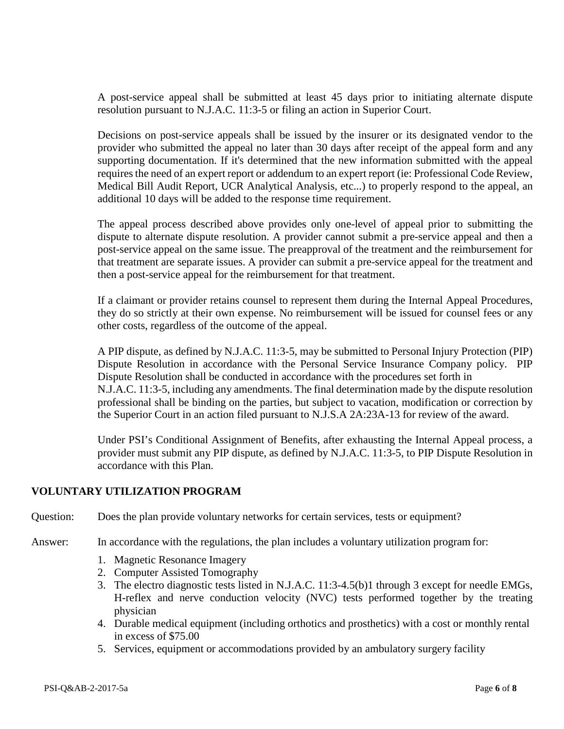A post-service appeal shall be submitted at least 45 days prior to initiating alternate dispute resolution pursuant to N.J.A.C. 11:3-5 or filing an action in Superior Court.

Decisions on post-service appeals shall be issued by the insurer or its designated vendor to the provider who submitted the appeal no later than 30 days after receipt of the appeal form and any supporting documentation. If it's determined that the new information submitted with the appeal requires the need of an expert report or addendum to an expert report (ie: Professional Code Review, Medical Bill Audit Report, UCR Analytical Analysis, etc...) to properly respond to the appeal, an additional 10 days will be added to the response time requirement.

The appeal process described above provides only one-level of appeal prior to submitting the dispute to alternate dispute resolution. A provider cannot submit a pre-service appeal and then a post-service appeal on the same issue. The preapproval of the treatment and the reimbursement for that treatment are separate issues. A provider can submit a pre-service appeal for the treatment and then a post-service appeal for the reimbursement for that treatment.

If a claimant or provider retains counsel to represent them during the Internal Appeal Procedures, they do so strictly at their own expense. No reimbursement will be issued for counsel fees or any other costs, regardless of the outcome of the appeal.

A PIP dispute, as defined by N.J.A.C. 11:3-5, may be submitted to Personal Injury Protection (PIP) Dispute Resolution in accordance with the Personal Service Insurance Company policy. PIP Dispute Resolution shall be conducted in accordance with the procedures set forth in N.J.A.C. 11:3-5, including any amendments. The final determination made by the dispute resolution professional shall be binding on the parties, but subject to vacation, modification or correction by the Superior Court in an action filed pursuant to N.J.S.A 2A:23A-13 for review of the award.

Under PSI's Conditional Assignment of Benefits, after exhausting the Internal Appeal process, a provider must submit any PIP dispute, as defined by N.J.A.C. 11:3-5, to PIP Dispute Resolution in accordance with this Plan.

## VOLUNTARY UTILIZATION PROGRAM

Question: Does the plan provide voluntary networks for certain services, tests or equipment?

Answer: In accordance with the regulations, the plan includes a voluntary utilization program for:

1. Magnetic Resonance Imagery
2. Computer Assisted Tomography
3. The electro diagnostic tests listed in N.J.A.C. 11:3-4.5(b)1 through 3 except for needle EMGs, H-reflex and nerve conduction velocity (NVC) tests performed together by the treating physician
4. Durable medical equipment (including orthotics and prosthetics) with a cost or monthly rental in excess of $75.00
5. Services, equipment or accommodations provided by an ambulatory surgery facility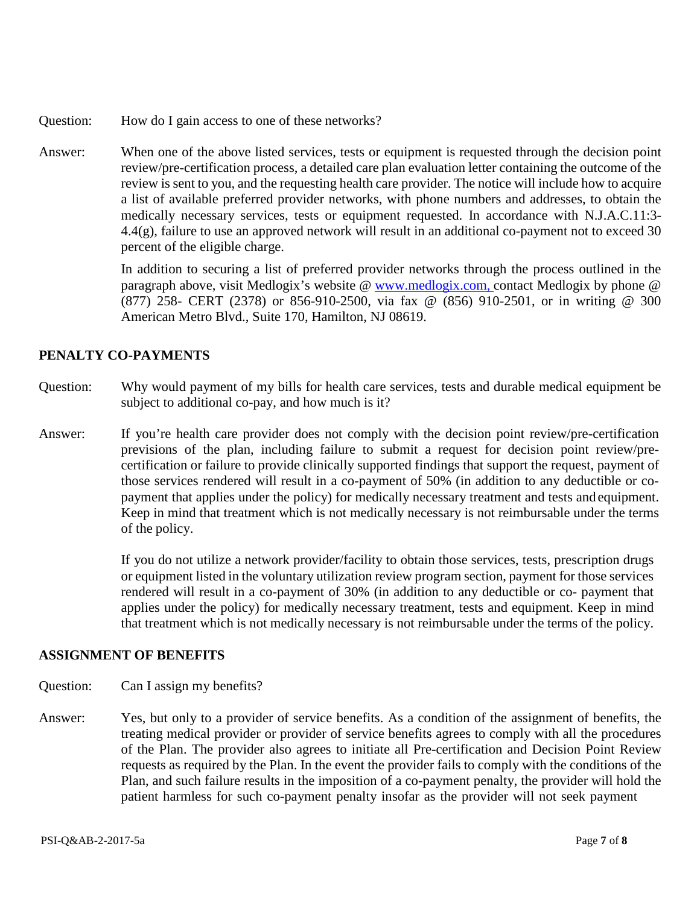Question: How do I gain access to one of these networks?

Answer: When one of the above listed services, tests or equipment is requested through the decision point review/pre-certification process, a detailed care plan evaluation letter containing the outcome of the review is sent to you, and the requesting health care provider. The notice will include how to acquire a list of available preferred provider networks, with phone numbers and addresses, to obtain the medically necessary services, tests or equipment requested. In accordance with N.J.A.C.11:3-4.4(g), failure to use an approved network will result in an additional co-payment not to exceed 30 percent of the eligible charge.

In addition to securing a list of preferred provider networks through the process outlined in the paragraph above, visit Medlogix's website @ www.medlogix.com, contact Medlogix by phone @ (877) 258- CERT (2378) or 856-910-2500, via fax @ (856) 910-2501, or in writing @ 300 American Metro Blvd., Suite 170, Hamilton, NJ 08619.

## PENALTY CO-PAYMENTS

Question: Why would payment of my bills for health care services, tests and durable medical equipment be subject to additional co-pay, and how much is it?

Answer: If you're health care provider does not comply with the decision point review/pre-certification previsions of the plan, including failure to submit a request for decision point review/pre-certification or failure to provide clinically supported findings that support the request, payment of those services rendered will result in a co-payment of 50% (in addition to any deductible or co-payment that applies under the policy) for medically necessary treatment and tests and equipment. Keep in mind that treatment which is not medically necessary is not reimbursable under the terms of the policy.

If you do not utilize a network provider/facility to obtain those services, tests, prescription drugs or equipment listed in the voluntary utilization review program section, payment for those services rendered will result in a co-payment of 30% (in addition to any deductible or co- payment that applies under the policy) for medically necessary treatment, tests and equipment. Keep in mind that treatment which is not medically necessary is not reimbursable under the terms of the policy.

## ASSIGNMENT OF BENEFITS

Question: Can I assign my benefits?

Answer: Yes, but only to a provider of service benefits. As a condition of the assignment of benefits, the treating medical provider or provider of service benefits agrees to comply with all the procedures of the Plan. The provider also agrees to initiate all Pre-certification and Decision Point Review requests as required by the Plan. In the event the provider fails to comply with the conditions of the Plan, and such failure results in the imposition of a co-payment penalty, the provider will hold the patient harmless for such co-payment penalty insofar as the provider will not seek payment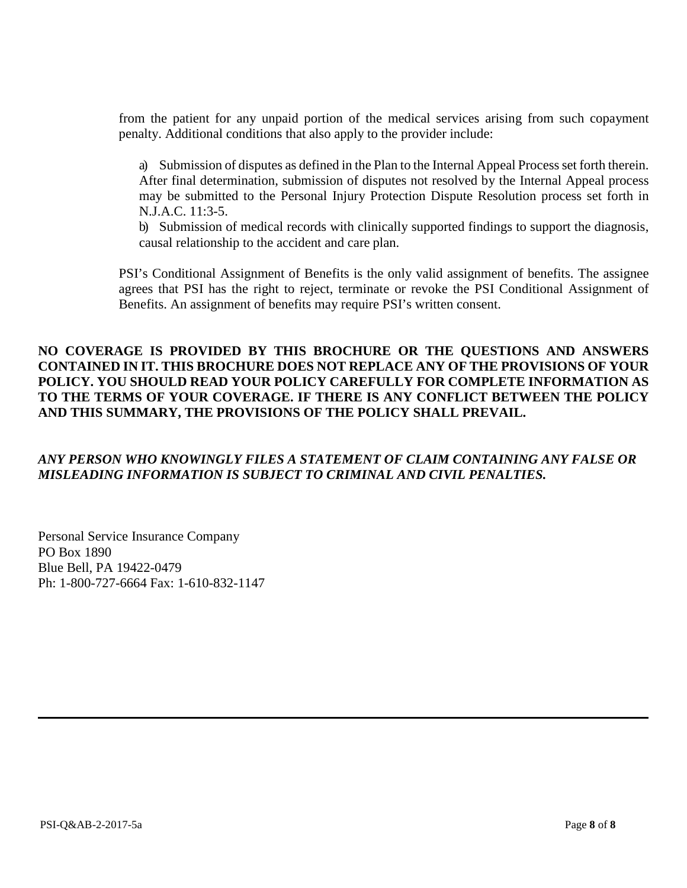from the patient for any unpaid portion of the medical services arising from such copayment penalty. Additional conditions that also apply to the provider include:

a) Submission of disputes as defined in the Plan to the Internal Appeal Process set forth therein. After final determination, submission of disputes not resolved by the Internal Appeal process may be submitted to the Personal Injury Protection Dispute Resolution process set forth in N.J.A.C. 11:3-5.

b) Submission of medical records with clinically supported findings to support the diagnosis, causal relationship to the accident and care plan.

PSI's Conditional Assignment of Benefits is the only valid assignment of benefits. The assignee agrees that PSI has the right to reject, terminate or revoke the PSI Conditional Assignment of Benefits. An assignment of benefits may require PSI's written consent.

**NO COVERAGE IS PROVIDED BY THIS BROCHURE OR THE QUESTIONS AND ANSWERS CONTAINED IN IT. THIS BROCHURE DOES NOT REPLACE ANY OF THE PROVISIONS OF YOUR POLICY. YOU SHOULD READ YOUR POLICY CAREFULLY FOR COMPLETE INFORMATION AS TO THE TERMS OF YOUR COVERAGE. IF THERE IS ANY CONFLICT BETWEEN THE POLICY AND THIS SUMMARY, THE PROVISIONS OF THE POLICY SHALL PREVAIL.**

***ANY PERSON WHO KNOWINGLY FILES A STATEMENT OF CLAIM CONTAINING ANY FALSE OR MISLEADING INFORMATION IS SUBJECT TO CRIMINAL AND CIVIL PENALTIES.***

Personal Service Insurance Company
PO Box 1890
Blue Bell, PA 19422-0479
Ph: 1-800-727-6664 Fax: 1-610-832-1147

PSI-Q&AB-2-2017-5a